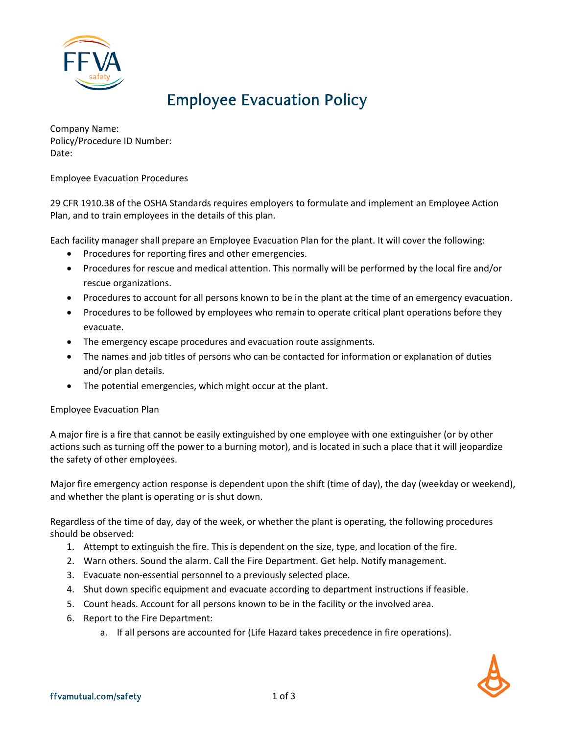# Employee Evacuation Policy

Company Name:
Policy/Procedure ID Number:
Date:

Employee Evacuation Procedures

29 CFR 1910.38 of the OSHA Standards requires employers to formulate and implement an Employee Action Plan, and to train employees in the details of this plan.

Each facility manager shall prepare an Employee Evacuation Plan for the plant. It will cover the following:

- Procedures for reporting fires and other emergencies.
- Procedures for rescue and medical attention. This normally will be performed by the local fire and/or rescue organizations.
- Procedures to account for all persons known to be in the plant at the time of an emergency evacuation.
- Procedures to be followed by employees who remain to operate critical plant operations before they evacuate.
- The emergency escape procedures and evacuation route assignments.
- The names and job titles of persons who can be contacted for information or explanation of duties and/or plan details.
- The potential emergencies, which might occur at the plant.

Employee Evacuation Plan

A major fire is a fire that cannot be easily extinguished by one employee with one extinguisher (or by other actions such as turning off the power to a burning motor), and is located in such a place that it will jeopardize the safety of other employees.

Major fire emergency action response is dependent upon the shift (time of day), the day (weekday or weekend), and whether the plant is operating or is shut down.

Regardless of the time of day, day of the week, or whether the plant is operating, the following procedures should be observed:

1. Attempt to extinguish the fire. This is dependent on the size, type, and location of the fire.
2. Warn others. Sound the alarm. Call the Fire Department. Get help. Notify management.
3. Evacuate non-essential personnel to a previously selected place.
4. Shut down specific equipment and evacuate according to department instructions if feasible.
5. Count heads. Account for all persons known to be in the facility or the involved area.
6. Report to the Fire Department:
   a. If all persons are accounted for (Life Hazard takes precedence in fire operations).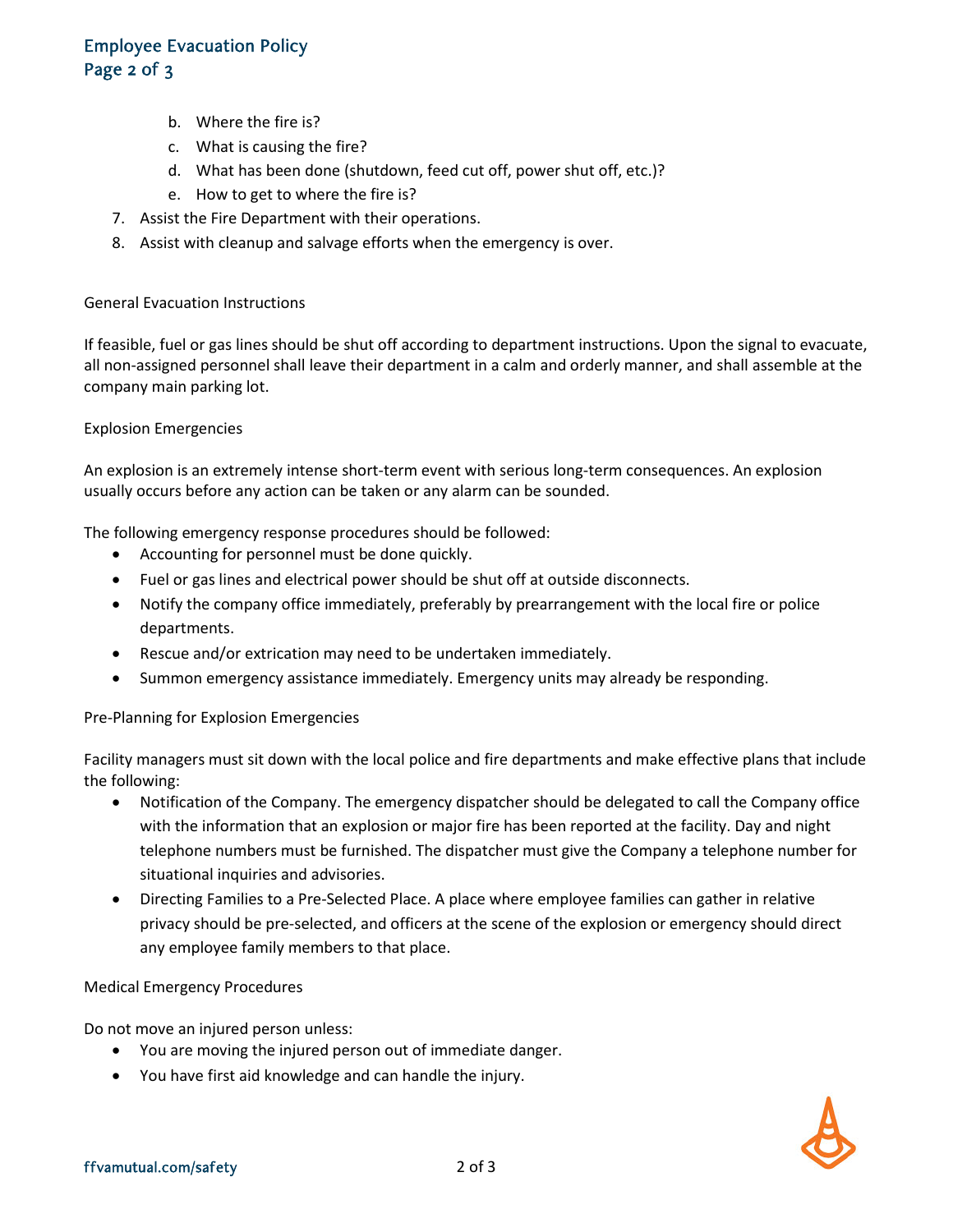b. Where the fire is?
   c. What is causing the fire?
   d. What has been done (shutdown, feed cut off, power shut off, etc.)?
   e. How to get to where the fire is?
7. Assist the Fire Department with their operations.
8. Assist with cleanup and salvage efforts when the emergency is over.

## General Evacuation Instructions

If feasible, fuel or gas lines should be shut off according to department instructions. Upon the signal to evacuate, all non-assigned personnel shall leave their department in a calm and orderly manner, and shall assemble at the company main parking lot.

## Explosion Emergencies

An explosion is an extremely intense short-term event with serious long-term consequences. An explosion usually occurs before any action can be taken or any alarm can be sounded.

The following emergency response procedures should be followed:

- Accounting for personnel must be done quickly.
- Fuel or gas lines and electrical power should be shut off at outside disconnects.
- Notify the company office immediately, preferably by prearrangement with the local fire or police departments.
- Rescue and/or extrication may need to be undertaken immediately.
- Summon emergency assistance immediately. Emergency units may already be responding.

## Pre-Planning for Explosion Emergencies

Facility managers must sit down with the local police and fire departments and make effective plans that include the following:

- Notification of the Company. The emergency dispatcher should be delegated to call the Company office with the information that an explosion or major fire has been reported at the facility. Day and night telephone numbers must be furnished. The dispatcher must give the Company a telephone number for situational inquiries and advisories.
- Directing Families to a Pre-Selected Place. A place where employee families can gather in relative privacy should be pre-selected, and officers at the scene of the explosion or emergency should direct any employee family members to that place.

## Medical Emergency Procedures

Do not move an injured person unless:

- You are moving the injured person out of immediate danger.
- You have first aid knowledge and can handle the injury.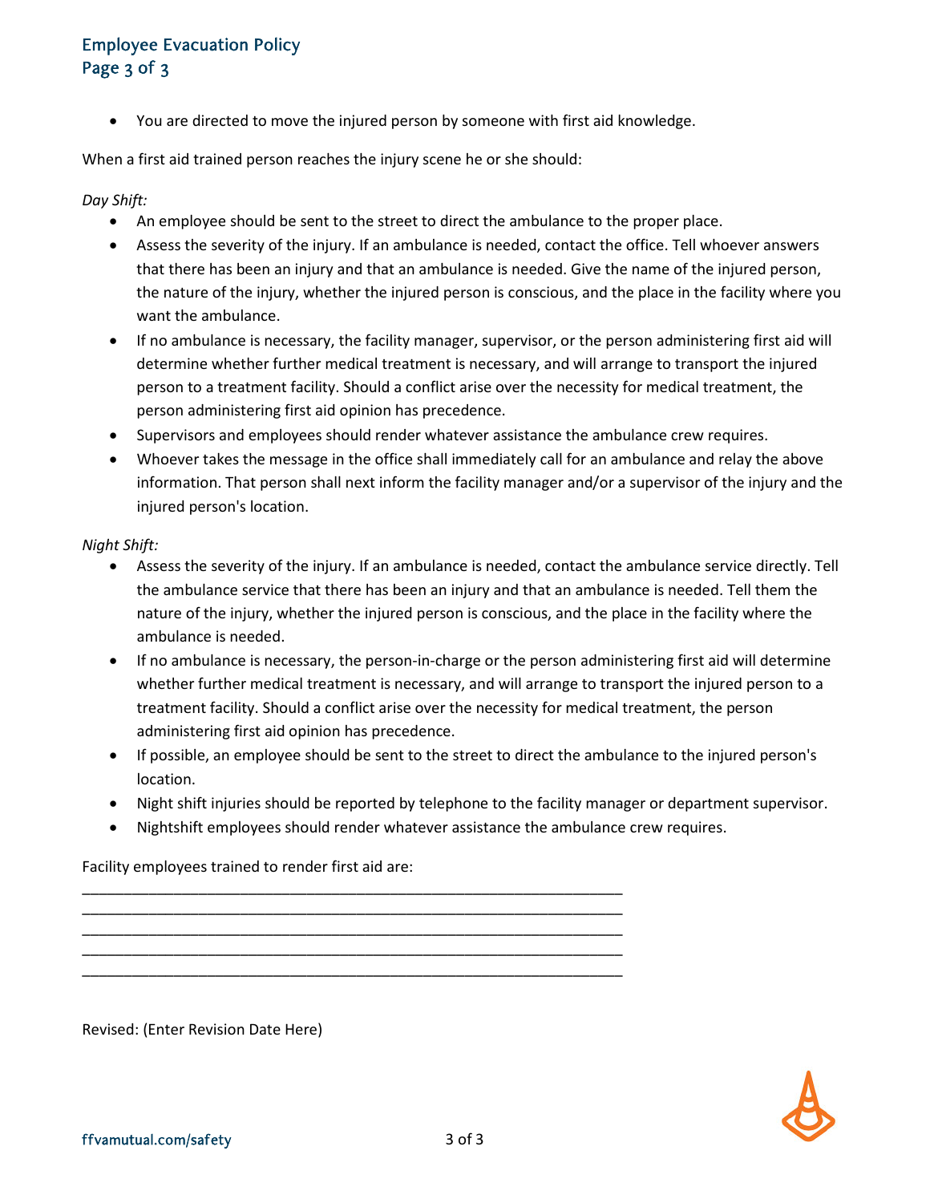- You are directed to move the injured person by someone with first aid knowledge.

When a first aid trained person reaches the injury scene he or she should:

*Day Shift:*

- An employee should be sent to the street to direct the ambulance to the proper place.
- Assess the severity of the injury. If an ambulance is needed, contact the office. Tell whoever answers that there has been an injury and that an ambulance is needed. Give the name of the injured person, the nature of the injury, whether the injured person is conscious, and the place in the facility where you want the ambulance.
- If no ambulance is necessary, the facility manager, supervisor, or the person administering first aid will determine whether further medical treatment is necessary, and will arrange to transport the injured person to a treatment facility. Should a conflict arise over the necessity for medical treatment, the person administering first aid opinion has precedence.
- Supervisors and employees should render whatever assistance the ambulance crew requires.
- Whoever takes the message in the office shall immediately call for an ambulance and relay the above information. That person shall next inform the facility manager and/or a supervisor of the injury and the injured person's location.

*Night Shift:*

- Assess the severity of the injury. If an ambulance is needed, contact the ambulance service directly. Tell the ambulance service that there has been an injury and that an ambulance is needed. Tell them the nature of the injury, whether the injured person is conscious, and the place in the facility where the ambulance is needed.
- If no ambulance is necessary, the person-in-charge or the person administering first aid will determine whether further medical treatment is necessary, and will arrange to transport the injured person to a treatment facility. Should a conflict arise over the necessity for medical treatment, the person administering first aid opinion has precedence.
- If possible, an employee should be sent to the street to direct the ambulance to the injured person's location.
- Night shift injuries should be reported by telephone to the facility manager or department supervisor.
- Nightshift employees should render whatever assistance the ambulance crew requires.

Facility employees trained to render first aid are:

_______________________________________________________________
_______________________________________________________________
_______________________________________________________________
_______________________________________________________________
_______________________________________________________________

Revised: (Enter Revision Date Here)